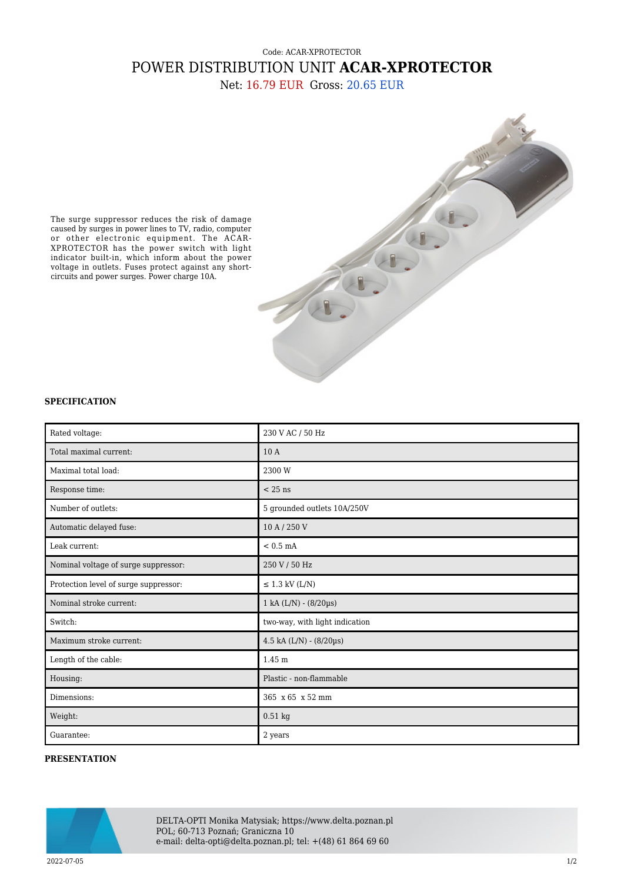Code: ACAR-XPROTECTOR

# POWER DISTRIBUTION UNIT **ACAR-XPROTECTOR**

Net: 16.79 EUR Gross: 20.65 EUR

The surge suppressor reduces the risk of damage caused by surges in power lines to TV, radio, computer or other electronic equipment. The ACAR-XPROTECTOR has the power switch with light indicator built-in, which inform about the power voltage in outlets. Fuses protect against any short-circuits and power surges. Power charge 10A.

## SPECIFICATION

| | |
|---|---|
| Rated voltage: | 230 V AC / 50 Hz |
| Total maximal current: | 10 A |
| Maximal total load: | 2300 W |
| Response time: | < 25 ns |
| Number of outlets: | 5 grounded outlets 10A/250V |
| Automatic delayed fuse: | 10 A / 250 V |
| Leak current: | < 0.5 mA |
| Nominal voltage of surge suppressor: | 250 V / 50 Hz |
| Protection level of surge suppressor: | ≤ 1.3 kV (L/N) |
| Nominal stroke current: | 1 kA (L/N) - (8/20µs) |
| Switch: | two-way, with light indication |
| Maximum stroke current: | 4.5 kA (L/N) - (8/20µs) |
| Length of the cable: | 1.45 m |
| Housing: | Plastic - non-flammable |
| Dimensions: | 365 x 65 x 52 mm |
| Weight: | 0.51 kg |
| Guarantee: | 2 years |

## PRESENTATION

DELTA-OPTI Monika Matysiak; https://www.delta.poznan.pl
POL; 60-713 Poznań; Graniczna 10
e-mail: delta-opti@delta.poznan.pl; tel: +(48) 61 864 69 60

2022-07-05